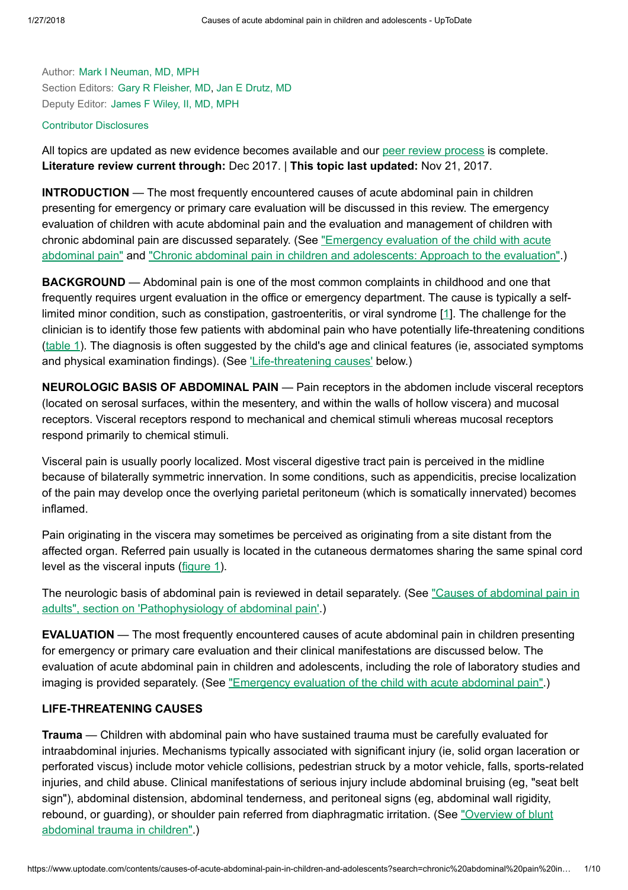Author: Mark I Neuman, MD, MPH
Section Editors: Gary R Fleisher, MD, Jan E Drutz, MD
Deputy Editor: James F Wiley, II, MD, MPH

Contributor Disclosures

All topics are updated as new evidence becomes available and our peer review process is complete.
**Literature review current through:** Dec 2017. | **This topic last updated:** Nov 21, 2017.

**INTRODUCTION** — The most frequently encountered causes of acute abdominal pain in children presenting for emergency or primary care evaluation will be discussed in this review. The emergency evaluation of children with acute abdominal pain and the evaluation and management of children with chronic abdominal pain are discussed separately. (See "Emergency evaluation of the child with acute abdominal pain" and "Chronic abdominal pain in children and adolescents: Approach to the evaluation".)

**BACKGROUND** — Abdominal pain is one of the most common complaints in childhood and one that frequently requires urgent evaluation in the office or emergency department. The cause is typically a self-limited minor condition, such as constipation, gastroenteritis, or viral syndrome [1]. The challenge for the clinician is to identify those few patients with abdominal pain who have potentially life-threatening conditions (table 1). The diagnosis is often suggested by the child's age and clinical features (ie, associated symptoms and physical examination findings). (See 'Life-threatening causes' below.)

**NEUROLOGIC BASIS OF ABDOMINAL PAIN** — Pain receptors in the abdomen include visceral receptors (located on serosal surfaces, within the mesentery, and within the walls of hollow viscera) and mucosal receptors. Visceral receptors respond to mechanical and chemical stimuli whereas mucosal receptors respond primarily to chemical stimuli.

Visceral pain is usually poorly localized. Most visceral digestive tract pain is perceived in the midline because of bilaterally symmetric innervation. In some conditions, such as appendicitis, precise localization of the pain may develop once the overlying parietal peritoneum (which is somatically innervated) becomes inflamed.

Pain originating in the viscera may sometimes be perceived as originating from a site distant from the affected organ. Referred pain usually is located in the cutaneous dermatomes sharing the same spinal cord level as the visceral inputs (figure 1).

The neurologic basis of abdominal pain is reviewed in detail separately. (See "Causes of abdominal pain in adults", section on 'Pathophysiology of abdominal pain'.)

**EVALUATION** — The most frequently encountered causes of acute abdominal pain in children presenting for emergency or primary care evaluation and their clinical manifestations are discussed below. The evaluation of acute abdominal pain in children and adolescents, including the role of laboratory studies and imaging is provided separately. (See "Emergency evaluation of the child with acute abdominal pain".)

## LIFE-THREATENING CAUSES

**Trauma** — Children with abdominal pain who have sustained trauma must be carefully evaluated for intraabdominal injuries. Mechanisms typically associated with significant injury (ie, solid organ laceration or perforated viscus) include motor vehicle collisions, pedestrian struck by a motor vehicle, falls, sports-related injuries, and child abuse. Clinical manifestations of serious injury include abdominal bruising (eg, "seat belt sign"), abdominal distension, abdominal tenderness, and peritoneal signs (eg, abdominal wall rigidity, rebound, or guarding), or shoulder pain referred from diaphragmatic irritation. (See "Overview of blunt abdominal trauma in children".)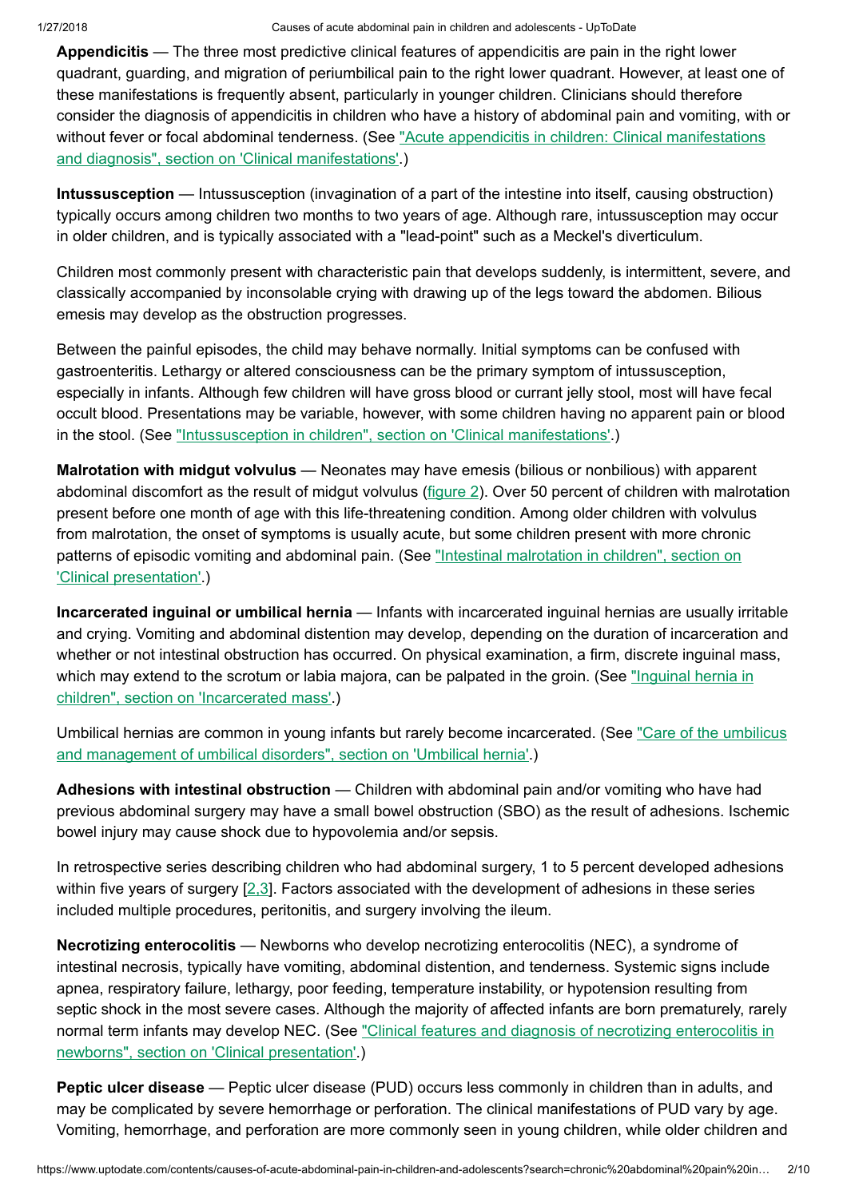**Appendicitis** — The three most predictive clinical features of appendicitis are pain in the right lower quadrant, guarding, and migration of periumbilical pain to the right lower quadrant. However, at least one of these manifestations is frequently absent, particularly in younger children. Clinicians should therefore consider the diagnosis of appendicitis in children who have a history of abdominal pain and vomiting, with or without fever or focal abdominal tenderness. (See "Acute appendicitis in children: Clinical manifestations and diagnosis", section on 'Clinical manifestations'.)

**Intussusception** — Intussusception (invagination of a part of the intestine into itself, causing obstruction) typically occurs among children two months to two years of age. Although rare, intussusception may occur in older children, and is typically associated with a "lead-point" such as a Meckel's diverticulum.

Children most commonly present with characteristic pain that develops suddenly, is intermittent, severe, and classically accompanied by inconsolable crying with drawing up of the legs toward the abdomen. Bilious emesis may develop as the obstruction progresses.

Between the painful episodes, the child may behave normally. Initial symptoms can be confused with gastroenteritis. Lethargy or altered consciousness can be the primary symptom of intussusception, especially in infants. Although few children will have gross blood or currant jelly stool, most will have fecal occult blood. Presentations may be variable, however, with some children having no apparent pain or blood in the stool. (See "Intussusception in children", section on 'Clinical manifestations'.)

**Malrotation with midgut volvulus** — Neonates may have emesis (bilious or nonbilious) with apparent abdominal discomfort as the result of midgut volvulus (figure 2). Over 50 percent of children with malrotation present before one month of age with this life-threatening condition. Among older children with volvulus from malrotation, the onset of symptoms is usually acute, but some children present with more chronic patterns of episodic vomiting and abdominal pain. (See "Intestinal malrotation in children", section on 'Clinical presentation'.)

**Incarcerated inguinal or umbilical hernia** — Infants with incarcerated inguinal hernias are usually irritable and crying. Vomiting and abdominal distention may develop, depending on the duration of incarceration and whether or not intestinal obstruction has occurred. On physical examination, a firm, discrete inguinal mass, which may extend to the scrotum or labia majora, can be palpated in the groin. (See "Inguinal hernia in children", section on 'Incarcerated mass'.)

Umbilical hernias are common in young infants but rarely become incarcerated. (See "Care of the umbilicus and management of umbilical disorders", section on 'Umbilical hernia'.)

**Adhesions with intestinal obstruction** — Children with abdominal pain and/or vomiting who have had previous abdominal surgery may have a small bowel obstruction (SBO) as the result of adhesions. Ischemic bowel injury may cause shock due to hypovolemia and/or sepsis.

In retrospective series describing children who had abdominal surgery, 1 to 5 percent developed adhesions within five years of surgery [2,3]. Factors associated with the development of adhesions in these series included multiple procedures, peritonitis, and surgery involving the ileum.

**Necrotizing enterocolitis** — Newborns who develop necrotizing enterocolitis (NEC), a syndrome of intestinal necrosis, typically have vomiting, abdominal distention, and tenderness. Systemic signs include apnea, respiratory failure, lethargy, poor feeding, temperature instability, or hypotension resulting from septic shock in the most severe cases. Although the majority of affected infants are born prematurely, rarely normal term infants may develop NEC. (See "Clinical features and diagnosis of necrotizing enterocolitis in newborns", section on 'Clinical presentation'.)

**Peptic ulcer disease** — Peptic ulcer disease (PUD) occurs less commonly in children than in adults, and may be complicated by severe hemorrhage or perforation. The clinical manifestations of PUD vary by age. Vomiting, hemorrhage, and perforation are more commonly seen in young children, while older children and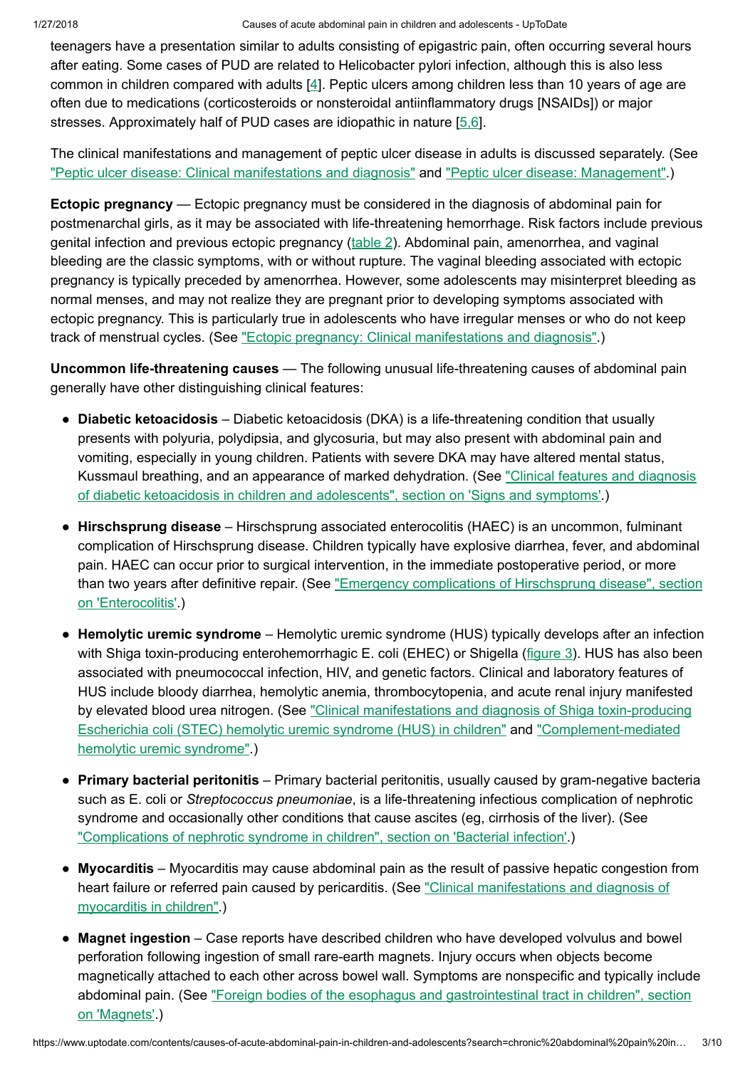teenagers have a presentation similar to adults consisting of epigastric pain, often occurring several hours after eating. Some cases of PUD are related to Helicobacter pylori infection, although this is also less common in children compared with adults [4]. Peptic ulcers among children less than 10 years of age are often due to medications (corticosteroids or nonsteroidal antiinflammatory drugs [NSAIDs]) or major stresses. Approximately half of PUD cases are idiopathic in nature [5,6].

The clinical manifestations and management of peptic ulcer disease in adults is discussed separately. (See "Peptic ulcer disease: Clinical manifestations and diagnosis" and "Peptic ulcer disease: Management".)

**Ectopic pregnancy** — Ectopic pregnancy must be considered in the diagnosis of abdominal pain for postmenarchal girls, as it may be associated with life-threatening hemorrhage. Risk factors include previous genital infection and previous ectopic pregnancy (table 2). Abdominal pain, amenorrhea, and vaginal bleeding are the classic symptoms, with or without rupture. The vaginal bleeding associated with ectopic pregnancy is typically preceded by amenorrhea. However, some adolescents may misinterpret bleeding as normal menses, and may not realize they are pregnant prior to developing symptoms associated with ectopic pregnancy. This is particularly true in adolescents who have irregular menses or who do not keep track of menstrual cycles. (See "Ectopic pregnancy: Clinical manifestations and diagnosis".)

**Uncommon life-threatening causes** — The following unusual life-threatening causes of abdominal pain generally have other distinguishing clinical features:

- **Diabetic ketoacidosis** – Diabetic ketoacidosis (DKA) is a life-threatening condition that usually presents with polyuria, polydipsia, and glycosuria, but may also present with abdominal pain and vomiting, especially in young children. Patients with severe DKA may have altered mental status, Kussmaul breathing, and an appearance of marked dehydration. (See "Clinical features and diagnosis of diabetic ketoacidosis in children and adolescents", section on 'Signs and symptoms'.)

- **Hirschsprung disease** – Hirschsprung associated enterocolitis (HAEC) is an uncommon, fulminant complication of Hirschsprung disease. Children typically have explosive diarrhea, fever, and abdominal pain. HAEC can occur prior to surgical intervention, in the immediate postoperative period, or more than two years after definitive repair. (See "Emergency complications of Hirschsprung disease", section on 'Enterocolitis'.)

- **Hemolytic uremic syndrome** – Hemolytic uremic syndrome (HUS) typically develops after an infection with Shiga toxin-producing enterohemorrhagic E. coli (EHEC) or Shigella (figure 3). HUS has also been associated with pneumococcal infection, HIV, and genetic factors. Clinical and laboratory features of HUS include bloody diarrhea, hemolytic anemia, thrombocytopenia, and acute renal injury manifested by elevated blood urea nitrogen. (See "Clinical manifestations and diagnosis of Shiga toxin-producing Escherichia coli (STEC) hemolytic uremic syndrome (HUS) in children" and "Complement-mediated hemolytic uremic syndrome".)

- **Primary bacterial peritonitis** – Primary bacterial peritonitis, usually caused by gram-negative bacteria such as E. coli or *Streptococcus pneumoniae*, is a life-threatening infectious complication of nephrotic syndrome and occasionally other conditions that cause ascites (eg, cirrhosis of the liver). (See "Complications of nephrotic syndrome in children", section on 'Bacterial infection'.)

- **Myocarditis** – Myocarditis may cause abdominal pain as the result of passive hepatic congestion from heart failure or referred pain caused by pericarditis. (See "Clinical manifestations and diagnosis of myocarditis in children".)

- **Magnet ingestion** – Case reports have described children who have developed volvulus and bowel perforation following ingestion of small rare-earth magnets. Injury occurs when objects become magnetically attached to each other across bowel wall. Symptoms are nonspecific and typically include abdominal pain. (See "Foreign bodies of the esophagus and gastrointestinal tract in children", section on 'Magnets'.)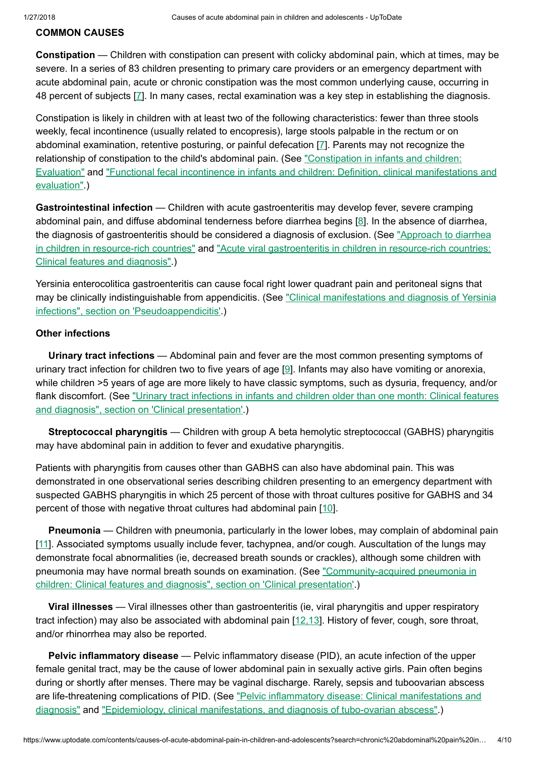## COMMON CAUSES

**Constipation** — Children with constipation can present with colicky abdominal pain, which at times, may be severe. In a series of 83 children presenting to primary care providers or an emergency department with acute abdominal pain, acute or chronic constipation was the most common underlying cause, occurring in 48 percent of subjects [7]. In many cases, rectal examination was a key step in establishing the diagnosis.

Constipation is likely in children with at least two of the following characteristics: fewer than three stools weekly, fecal incontinence (usually related to encopresis), large stools palpable in the rectum or on abdominal examination, retentive posturing, or painful defecation [7]. Parents may not recognize the relationship of constipation to the child's abdominal pain. (See "Constipation in infants and children: Evaluation" and "Functional fecal incontinence in infants and children: Definition, clinical manifestations and evaluation".)

**Gastrointestinal infection** — Children with acute gastroenteritis may develop fever, severe cramping abdominal pain, and diffuse abdominal tenderness before diarrhea begins [8]. In the absence of diarrhea, the diagnosis of gastroenteritis should be considered a diagnosis of exclusion. (See "Approach to diarrhea in children in resource-rich countries" and "Acute viral gastroenteritis in children in resource-rich countries: Clinical features and diagnosis".)

Yersinia enterocolitica gastroenteritis can cause focal right lower quadrant pain and peritoneal signs that may be clinically indistinguishable from appendicitis. (See "Clinical manifestations and diagnosis of Yersinia infections", section on 'Pseudoappendicitis'.)

### Other infections

**Urinary tract infections** — Abdominal pain and fever are the most common presenting symptoms of urinary tract infection for children two to five years of age [9]. Infants may also have vomiting or anorexia, while children >5 years of age are more likely to have classic symptoms, such as dysuria, frequency, and/or flank discomfort. (See "Urinary tract infections in infants and children older than one month: Clinical features and diagnosis", section on 'Clinical presentation'.)

**Streptococcal pharyngitis** — Children with group A beta hemolytic streptococcal (GABHS) pharyngitis may have abdominal pain in addition to fever and exudative pharyngitis.

Patients with pharyngitis from causes other than GABHS can also have abdominal pain. This was demonstrated in one observational series describing children presenting to an emergency department with suspected GABHS pharyngitis in which 25 percent of those with throat cultures positive for GABHS and 34 percent of those with negative throat cultures had abdominal pain [10].

**Pneumonia** — Children with pneumonia, particularly in the lower lobes, may complain of abdominal pain [11]. Associated symptoms usually include fever, tachypnea, and/or cough. Auscultation of the lungs may demonstrate focal abnormalities (ie, decreased breath sounds or crackles), although some children with pneumonia may have normal breath sounds on examination. (See "Community-acquired pneumonia in children: Clinical features and diagnosis", section on 'Clinical presentation'.)

**Viral illnesses** — Viral illnesses other than gastroenteritis (ie, viral pharyngitis and upper respiratory tract infection) may also be associated with abdominal pain [12,13]. History of fever, cough, sore throat, and/or rhinorrhea may also be reported.

**Pelvic inflammatory disease** — Pelvic inflammatory disease (PID), an acute infection of the upper female genital tract, may be the cause of lower abdominal pain in sexually active girls. Pain often begins during or shortly after menses. There may be vaginal discharge. Rarely, sepsis and tuboovarian abscess are life-threatening complications of PID. (See "Pelvic inflammatory disease: Clinical manifestations and diagnosis" and "Epidemiology, clinical manifestations, and diagnosis of tubo-ovarian abscess".)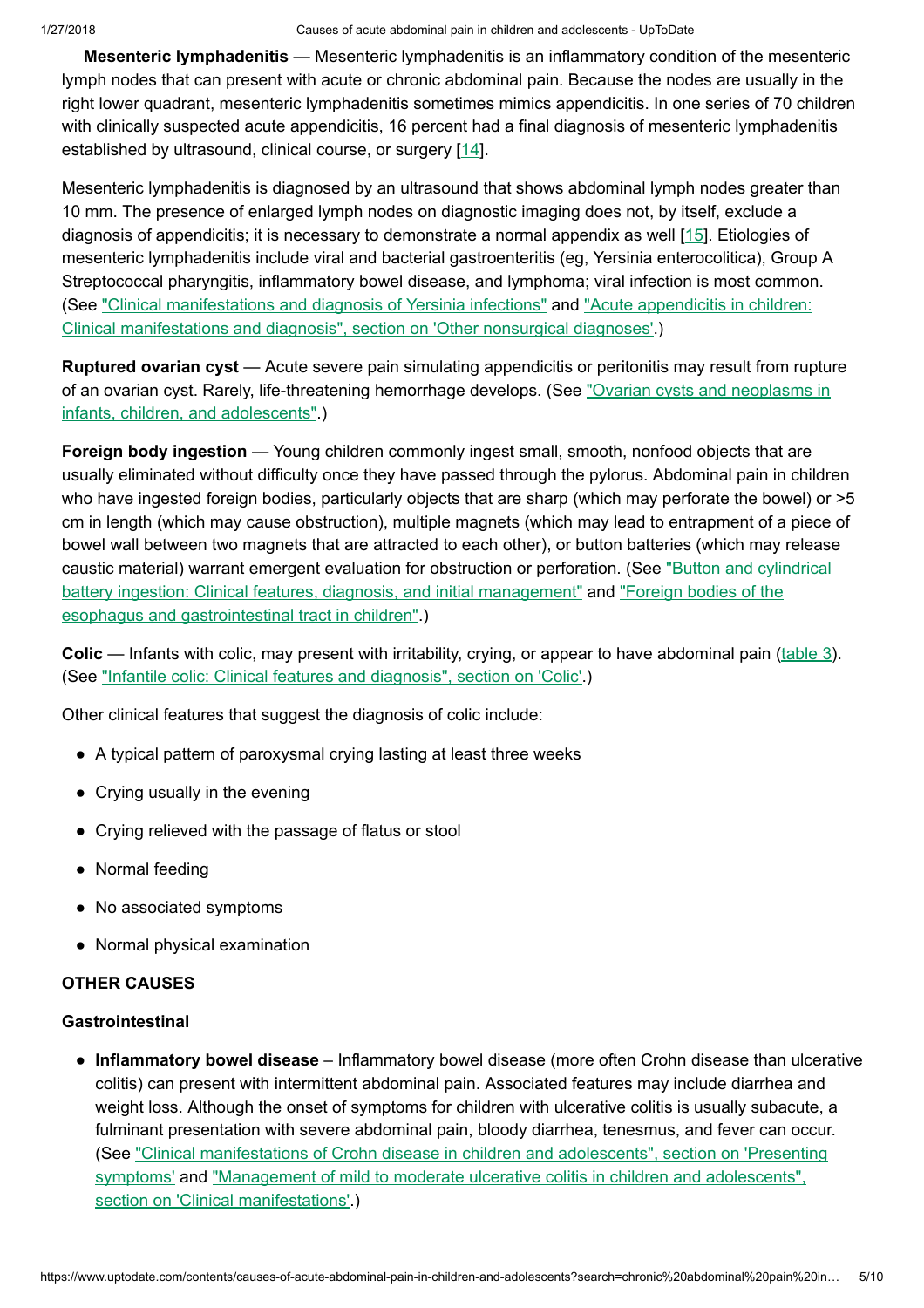**Mesenteric lymphadenitis** — Mesenteric lymphadenitis is an inflammatory condition of the mesenteric lymph nodes that can present with acute or chronic abdominal pain. Because the nodes are usually in the right lower quadrant, mesenteric lymphadenitis sometimes mimics appendicitis. In one series of 70 children with clinically suspected acute appendicitis, 16 percent had a final diagnosis of mesenteric lymphadenitis established by ultrasound, clinical course, or surgery [14].

Mesenteric lymphadenitis is diagnosed by an ultrasound that shows abdominal lymph nodes greater than 10 mm. The presence of enlarged lymph nodes on diagnostic imaging does not, by itself, exclude a diagnosis of appendicitis; it is necessary to demonstrate a normal appendix as well [15]. Etiologies of mesenteric lymphadenitis include viral and bacterial gastroenteritis (eg, Yersinia enterocolitica), Group A Streptococcal pharyngitis, inflammatory bowel disease, and lymphoma; viral infection is most common. (See "Clinical manifestations and diagnosis of Yersinia infections" and "Acute appendicitis in children: Clinical manifestations and diagnosis", section on 'Other nonsurgical diagnoses'.)

**Ruptured ovarian cyst** — Acute severe pain simulating appendicitis or peritonitis may result from rupture of an ovarian cyst. Rarely, life-threatening hemorrhage develops. (See "Ovarian cysts and neoplasms in infants, children, and adolescents".)

**Foreign body ingestion** — Young children commonly ingest small, smooth, nonfood objects that are usually eliminated without difficulty once they have passed through the pylorus. Abdominal pain in children who have ingested foreign bodies, particularly objects that are sharp (which may perforate the bowel) or >5 cm in length (which may cause obstruction), multiple magnets (which may lead to entrapment of a piece of bowel wall between two magnets that are attracted to each other), or button batteries (which may release caustic material) warrant emergent evaluation for obstruction or perforation. (See "Button and cylindrical battery ingestion: Clinical features, diagnosis, and initial management" and "Foreign bodies of the esophagus and gastrointestinal tract in children".)

**Colic** — Infants with colic, may present with irritability, crying, or appear to have abdominal pain (table 3). (See "Infantile colic: Clinical features and diagnosis", section on 'Colic'.)

Other clinical features that suggest the diagnosis of colic include:

- A typical pattern of paroxysmal crying lasting at least three weeks
- Crying usually in the evening
- Crying relieved with the passage of flatus or stool
- Normal feeding
- No associated symptoms
- Normal physical examination

## OTHER CAUSES

### Gastrointestinal

- **Inflammatory bowel disease** – Inflammatory bowel disease (more often Crohn disease than ulcerative colitis) can present with intermittent abdominal pain. Associated features may include diarrhea and weight loss. Although the onset of symptoms for children with ulcerative colitis is usually subacute, a fulminant presentation with severe abdominal pain, bloody diarrhea, tenesmus, and fever can occur. (See "Clinical manifestations of Crohn disease in children and adolescents", section on 'Presenting symptoms' and "Management of mild to moderate ulcerative colitis in children and adolescents", section on 'Clinical manifestations'.)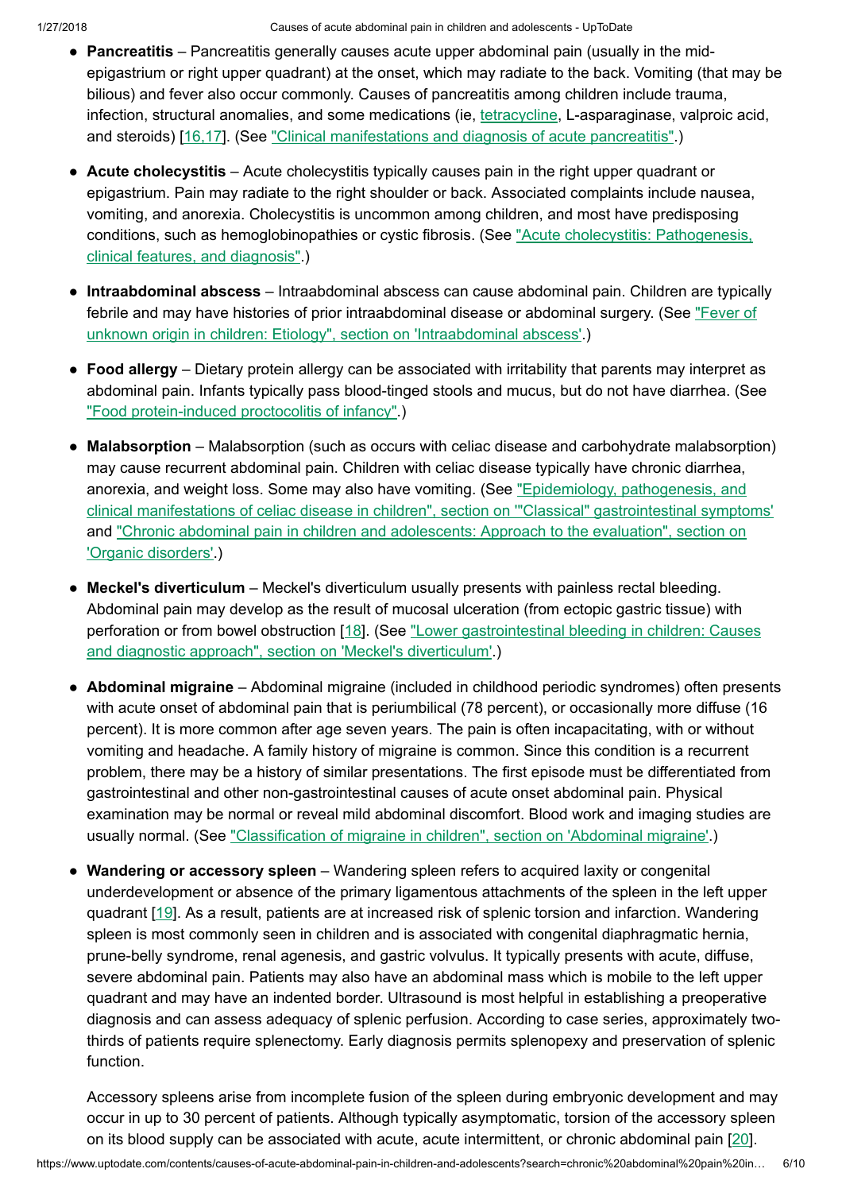- **Pancreatitis** – Pancreatitis generally causes acute upper abdominal pain (usually in the mid-epigastrium or right upper quadrant) at the onset, which may radiate to the back. Vomiting (that may be bilious) and fever also occur commonly. Causes of pancreatitis among children include trauma, infection, structural anomalies, and some medications (ie, tetracycline, L-asparaginase, valproic acid, and steroids) [16,17]. (See "Clinical manifestations and diagnosis of acute pancreatitis".)

- **Acute cholecystitis** – Acute cholecystitis typically causes pain in the right upper quadrant or epigastrium. Pain may radiate to the right shoulder or back. Associated complaints include nausea, vomiting, and anorexia. Cholecystitis is uncommon among children, and most have predisposing conditions, such as hemoglobinopathies or cystic fibrosis. (See "Acute cholecystitis: Pathogenesis, clinical features, and diagnosis".)

- **Intraabdominal abscess** – Intraabdominal abscess can cause abdominal pain. Children are typically febrile and may have histories of prior intraabdominal disease or abdominal surgery. (See "Fever of unknown origin in children: Etiology", section on 'Intraabdominal abscess'.)

- **Food allergy** – Dietary protein allergy can be associated with irritability that parents may interpret as abdominal pain. Infants typically pass blood-tinged stools and mucus, but do not have diarrhea. (See "Food protein-induced proctocolitis of infancy".)

- **Malabsorption** – Malabsorption (such as occurs with celiac disease and carbohydrate malabsorption) may cause recurrent abdominal pain. Children with celiac disease typically have chronic diarrhea, anorexia, and weight loss. Some may also have vomiting. (See "Epidemiology, pathogenesis, and clinical manifestations of celiac disease in children", section on '"Classical" gastrointestinal symptoms' and "Chronic abdominal pain in children and adolescents: Approach to the evaluation", section on 'Organic disorders'.)

- **Meckel's diverticulum** – Meckel's diverticulum usually presents with painless rectal bleeding. Abdominal pain may develop as the result of mucosal ulceration (from ectopic gastric tissue) with perforation or from bowel obstruction [18]. (See "Lower gastrointestinal bleeding in children: Causes and diagnostic approach", section on 'Meckel's diverticulum'.)

- **Abdominal migraine** – Abdominal migraine (included in childhood periodic syndromes) often presents with acute onset of abdominal pain that is periumbilical (78 percent), or occasionally more diffuse (16 percent). It is more common after age seven years. The pain is often incapacitating, with or without vomiting and headache. A family history of migraine is common. Since this condition is a recurrent problem, there may be a history of similar presentations. The first episode must be differentiated from gastrointestinal and other non-gastrointestinal causes of acute onset abdominal pain. Physical examination may be normal or reveal mild abdominal discomfort. Blood work and imaging studies are usually normal. (See "Classification of migraine in children", section on 'Abdominal migraine'.)

- **Wandering or accessory spleen** – Wandering spleen refers to acquired laxity or congenital underdevelopment or absence of the primary ligamentous attachments of the spleen in the left upper quadrant [19]. As a result, patients are at increased risk of splenic torsion and infarction. Wandering spleen is most commonly seen in children and is associated with congenital diaphragmatic hernia, prune-belly syndrome, renal agenesis, and gastric volvulus. It typically presents with acute, diffuse, severe abdominal pain. Patients may also have an abdominal mass which is mobile to the left upper quadrant and may have an indented border. Ultrasound is most helpful in establishing a preoperative diagnosis and can assess adequacy of splenic perfusion. According to case series, approximately two-thirds of patients require splenectomy. Early diagnosis permits splenopexy and preservation of splenic function.

  Accessory spleens arise from incomplete fusion of the spleen during embryonic development and may occur in up to 30 percent of patients. Although typically asymptomatic, torsion of the accessory spleen on its blood supply can be associated with acute, acute intermittent, or chronic abdominal pain [20].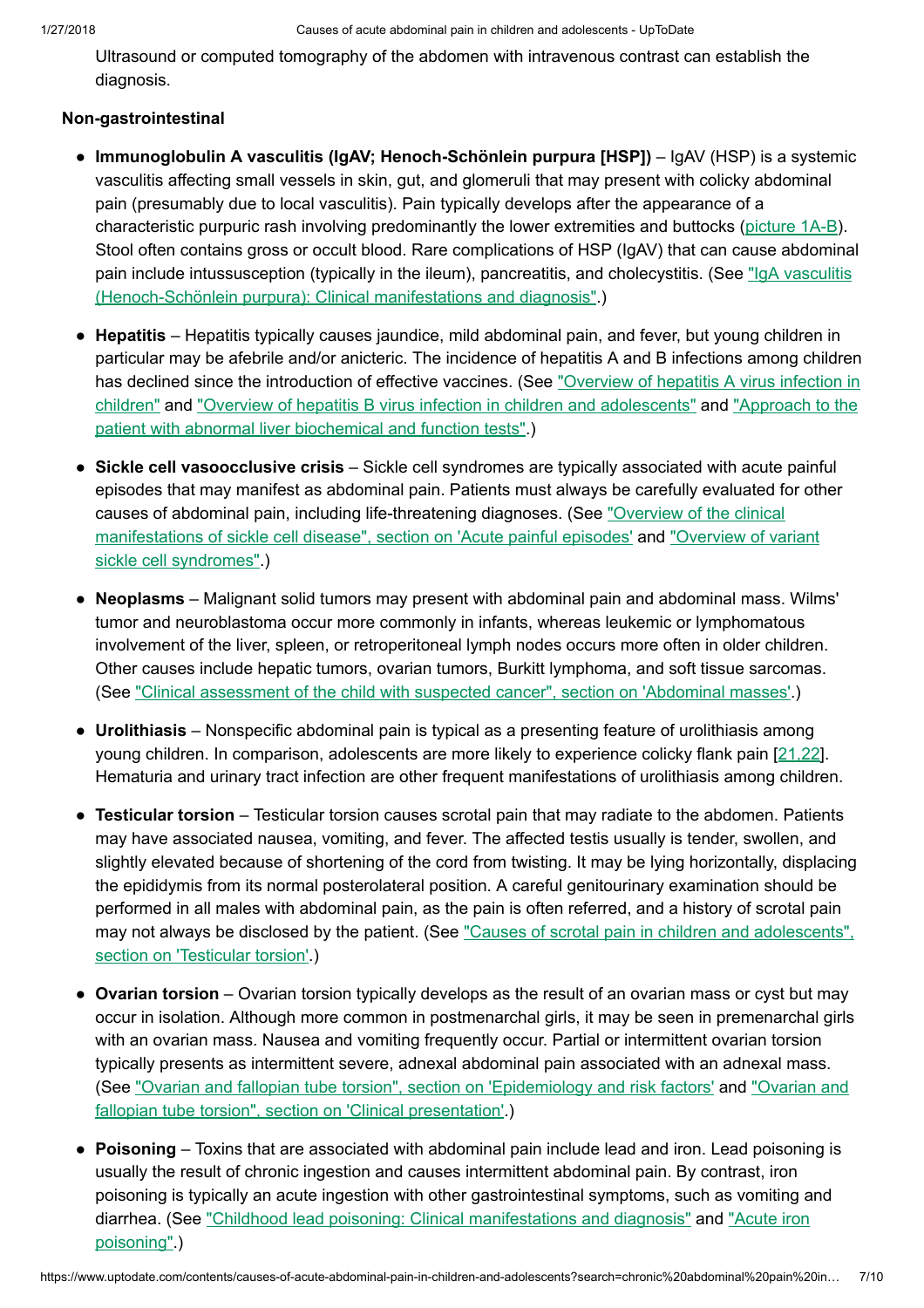Ultrasound or computed tomography of the abdomen with intravenous contrast can establish the diagnosis.

**Non-gastrointestinal**

- **Immunoglobulin A vasculitis (IgAV; Henoch-Schönlein purpura [HSP])** – IgAV (HSP) is a systemic vasculitis affecting small vessels in skin, gut, and glomeruli that may present with colicky abdominal pain (presumably due to local vasculitis). Pain typically develops after the appearance of a characteristic purpuric rash involving predominantly the lower extremities and buttocks (picture 1A-B). Stool often contains gross or occult blood. Rare complications of HSP (IgAV) that can cause abdominal pain include intussusception (typically in the ileum), pancreatitis, and cholecystitis. (See "IgA vasculitis (Henoch-Schönlein purpura): Clinical manifestations and diagnosis".)

- **Hepatitis** – Hepatitis typically causes jaundice, mild abdominal pain, and fever, but young children in particular may be afebrile and/or anicteric. The incidence of hepatitis A and B infections among children has declined since the introduction of effective vaccines. (See "Overview of hepatitis A virus infection in children" and "Overview of hepatitis B virus infection in children and adolescents" and "Approach to the patient with abnormal liver biochemical and function tests".)

- **Sickle cell vasoocclusive crisis** – Sickle cell syndromes are typically associated with acute painful episodes that may manifest as abdominal pain. Patients must always be carefully evaluated for other causes of abdominal pain, including life-threatening diagnoses. (See "Overview of the clinical manifestations of sickle cell disease", section on 'Acute painful episodes' and "Overview of variant sickle cell syndromes".)

- **Neoplasms** – Malignant solid tumors may present with abdominal pain and abdominal mass. Wilms' tumor and neuroblastoma occur more commonly in infants, whereas leukemic or lymphomatous involvement of the liver, spleen, or retroperitoneal lymph nodes occurs more often in older children. Other causes include hepatic tumors, ovarian tumors, Burkitt lymphoma, and soft tissue sarcomas. (See "Clinical assessment of the child with suspected cancer", section on 'Abdominal masses'.)

- **Urolithiasis** – Nonspecific abdominal pain is typical as a presenting feature of urolithiasis among young children. In comparison, adolescents are more likely to experience colicky flank pain [21,22]. Hematuria and urinary tract infection are other frequent manifestations of urolithiasis among children.

- **Testicular torsion** – Testicular torsion causes scrotal pain that may radiate to the abdomen. Patients may have associated nausea, vomiting, and fever. The affected testis usually is tender, swollen, and slightly elevated because of shortening of the cord from twisting. It may be lying horizontally, displacing the epididymis from its normal posterolateral position. A careful genitourinary examination should be performed in all males with abdominal pain, as the pain is often referred, and a history of scrotal pain may not always be disclosed by the patient. (See "Causes of scrotal pain in children and adolescents", section on 'Testicular torsion'.)

- **Ovarian torsion** – Ovarian torsion typically develops as the result of an ovarian mass or cyst but may occur in isolation. Although more common in postmenarchal girls, it may be seen in premenarchal girls with an ovarian mass. Nausea and vomiting frequently occur. Partial or intermittent ovarian torsion typically presents as intermittent severe, adnexal abdominal pain associated with an adnexal mass. (See "Ovarian and fallopian tube torsion", section on 'Epidemiology and risk factors' and "Ovarian and fallopian tube torsion", section on 'Clinical presentation'.)

- **Poisoning** – Toxins that are associated with abdominal pain include lead and iron. Lead poisoning is usually the result of chronic ingestion and causes intermittent abdominal pain. By contrast, iron poisoning is typically an acute ingestion with other gastrointestinal symptoms, such as vomiting and diarrhea. (See "Childhood lead poisoning: Clinical manifestations and diagnosis" and "Acute iron poisoning".)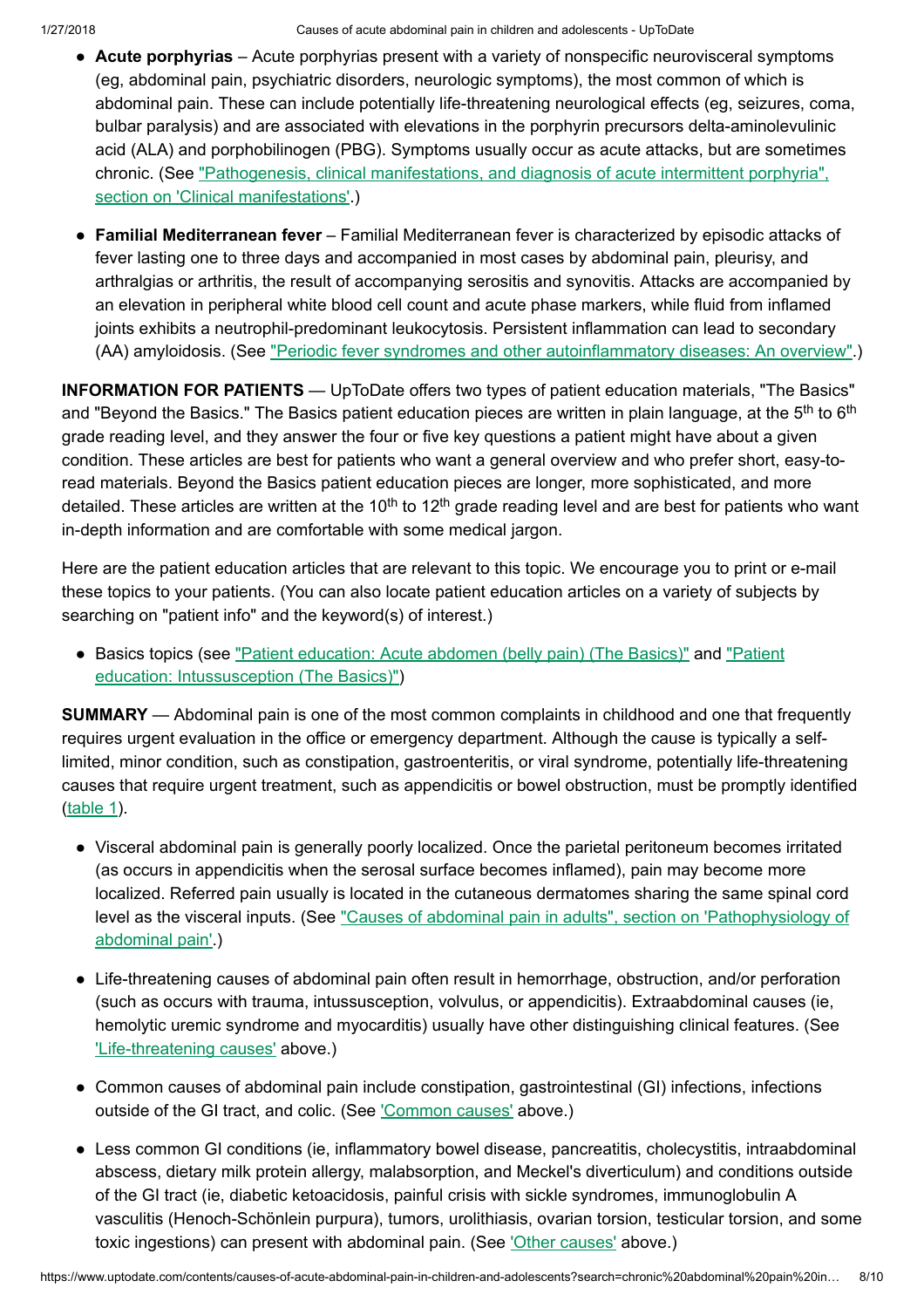- **Acute porphyrias** – Acute porphyrias present with a variety of nonspecific neurovisceral symptoms (eg, abdominal pain, psychiatric disorders, neurologic symptoms), the most common of which is abdominal pain. These can include potentially life-threatening neurological effects (eg, seizures, coma, bulbar paralysis) and are associated with elevations in the porphyrin precursors delta-aminolevulinic acid (ALA) and porphobilinogen (PBG). Symptoms usually occur as acute attacks, but are sometimes chronic. (See "Pathogenesis, clinical manifestations, and diagnosis of acute intermittent porphyria", section on 'Clinical manifestations'.)

- **Familial Mediterranean fever** – Familial Mediterranean fever is characterized by episodic attacks of fever lasting one to three days and accompanied in most cases by abdominal pain, pleurisy, and arthralgias or arthritis, the result of accompanying serositis and synovitis. Attacks are accompanied by an elevation in peripheral white blood cell count and acute phase markers, while fluid from inflamed joints exhibits a neutrophil-predominant leukocytosis. Persistent inflammation can lead to secondary (AA) amyloidosis. (See "Periodic fever syndromes and other autoinflammatory diseases: An overview".)

**INFORMATION FOR PATIENTS** — UpToDate offers two types of patient education materials, "The Basics" and "Beyond the Basics." The Basics patient education pieces are written in plain language, at the 5th to 6th grade reading level, and they answer the four or five key questions a patient might have about a given condition. These articles are best for patients who want a general overview and who prefer short, easy-to-read materials. Beyond the Basics patient education pieces are longer, more sophisticated, and more detailed. These articles are written at the 10th to 12th grade reading level and are best for patients who want in-depth information and are comfortable with some medical jargon.

Here are the patient education articles that are relevant to this topic. We encourage you to print or e-mail these topics to your patients. (You can also locate patient education articles on a variety of subjects by searching on "patient info" and the keyword(s) of interest.)

- Basics topics (see "Patient education: Acute abdomen (belly pain) (The Basics)" and "Patient education: Intussusception (The Basics)")

**SUMMARY** — Abdominal pain is one of the most common complaints in childhood and one that frequently requires urgent evaluation in the office or emergency department. Although the cause is typically a self-limited, minor condition, such as constipation, gastroenteritis, or viral syndrome, potentially life-threatening causes that require urgent treatment, such as appendicitis or bowel obstruction, must be promptly identified (table 1).

- Visceral abdominal pain is generally poorly localized. Once the parietal peritoneum becomes irritated (as occurs in appendicitis when the serosal surface becomes inflamed), pain may become more localized. Referred pain usually is located in the cutaneous dermatomes sharing the same spinal cord level as the visceral inputs. (See "Causes of abdominal pain in adults", section on 'Pathophysiology of abdominal pain'.)

- Life-threatening causes of abdominal pain often result in hemorrhage, obstruction, and/or perforation (such as occurs with trauma, intussusception, volvulus, or appendicitis). Extraabdominal causes (ie, hemolytic uremic syndrome and myocarditis) usually have other distinguishing clinical features. (See 'Life-threatening causes' above.)

- Common causes of abdominal pain include constipation, gastrointestinal (GI) infections, infections outside of the GI tract, and colic. (See 'Common causes' above.)

- Less common GI conditions (ie, inflammatory bowel disease, pancreatitis, cholecystitis, intraabdominal abscess, dietary milk protein allergy, malabsorption, and Meckel's diverticulum) and conditions outside of the GI tract (ie, diabetic ketoacidosis, painful crisis with sickle syndromes, immunoglobulin A vasculitis (Henoch-Schönlein purpura), tumors, urolithiasis, ovarian torsion, testicular torsion, and some toxic ingestions) can present with abdominal pain. (See 'Other causes' above.)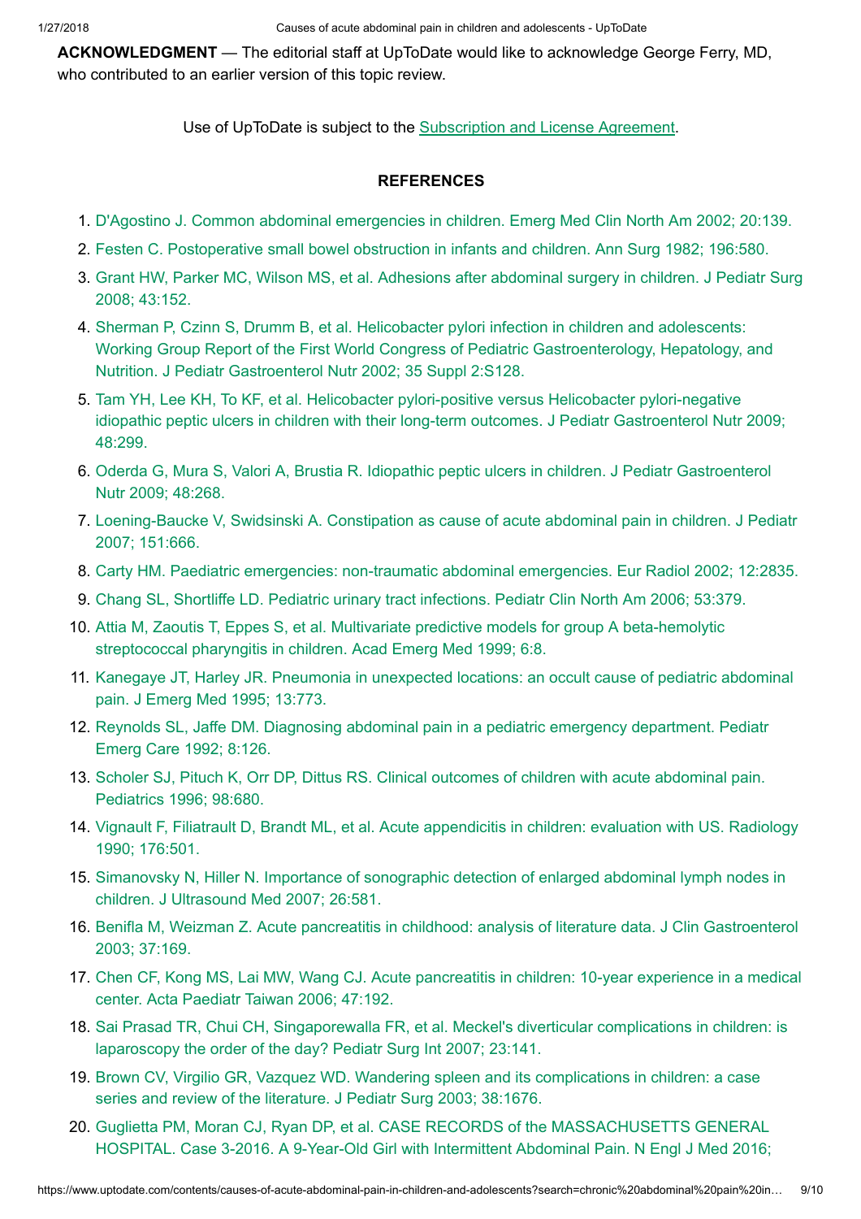**ACKNOWLEDGMENT** — The editorial staff at UpToDate would like to acknowledge George Ferry, MD, who contributed to an earlier version of this topic review.

Use of UpToDate is subject to the Subscription and License Agreement.

## REFERENCES

1. D'Agostino J. Common abdominal emergencies in children. Emerg Med Clin North Am 2002; 20:139.
2. Festen C. Postoperative small bowel obstruction in infants and children. Ann Surg 1982; 196:580.
3. Grant HW, Parker MC, Wilson MS, et al. Adhesions after abdominal surgery in children. J Pediatr Surg 2008; 43:152.
4. Sherman P, Czinn S, Drumm B, et al. Helicobacter pylori infection in children and adolescents: Working Group Report of the First World Congress of Pediatric Gastroenterology, Hepatology, and Nutrition. J Pediatr Gastroenterol Nutr 2002; 35 Suppl 2:S128.
5. Tam YH, Lee KH, To KF, et al. Helicobacter pylori-positive versus Helicobacter pylori-negative idiopathic peptic ulcers in children with their long-term outcomes. J Pediatr Gastroenterol Nutr 2009; 48:299.
6. Oderda G, Mura S, Valori A, Brustia R. Idiopathic peptic ulcers in children. J Pediatr Gastroenterol Nutr 2009; 48:268.
7. Loening-Baucke V, Swidsinski A. Constipation as cause of acute abdominal pain in children. J Pediatr 2007; 151:666.
8. Carty HM. Paediatric emergencies: non-traumatic abdominal emergencies. Eur Radiol 2002; 12:2835.
9. Chang SL, Shortliffe LD. Pediatric urinary tract infections. Pediatr Clin North Am 2006; 53:379.
10. Attia M, Zaoutis T, Eppes S, et al. Multivariate predictive models for group A beta-hemolytic streptococcal pharyngitis in children. Acad Emerg Med 1999; 6:8.
11. Kanegaye JT, Harley JR. Pneumonia in unexpected locations: an occult cause of pediatric abdominal pain. J Emerg Med 1995; 13:773.
12. Reynolds SL, Jaffe DM. Diagnosing abdominal pain in a pediatric emergency department. Pediatr Emerg Care 1992; 8:126.
13. Scholer SJ, Pituch K, Orr DP, Dittus RS. Clinical outcomes of children with acute abdominal pain. Pediatrics 1996; 98:680.
14. Vignault F, Filiatrault D, Brandt ML, et al. Acute appendicitis in children: evaluation with US. Radiology 1990; 176:501.
15. Simanovsky N, Hiller N. Importance of sonographic detection of enlarged abdominal lymph nodes in children. J Ultrasound Med 2007; 26:581.
16. Benifla M, Weizman Z. Acute pancreatitis in childhood: analysis of literature data. J Clin Gastroenterol 2003; 37:169.
17. Chen CF, Kong MS, Lai MW, Wang CJ. Acute pancreatitis in children: 10-year experience in a medical center. Acta Paediatr Taiwan 2006; 47:192.
18. Sai Prasad TR, Chui CH, Singaporewalla FR, et al. Meckel's diverticular complications in children: is laparoscopy the order of the day? Pediatr Surg Int 2007; 23:141.
19. Brown CV, Virgilio GR, Vazquez WD. Wandering spleen and its complications in children: a case series and review of the literature. J Pediatr Surg 2003; 38:1676.
20. Guglietta PM, Moran CJ, Ryan DP, et al. CASE RECORDS of the MASSACHUSETTS GENERAL HOSPITAL. Case 3-2016. A 9-Year-Old Girl with Intermittent Abdominal Pain. N Engl J Med 2016;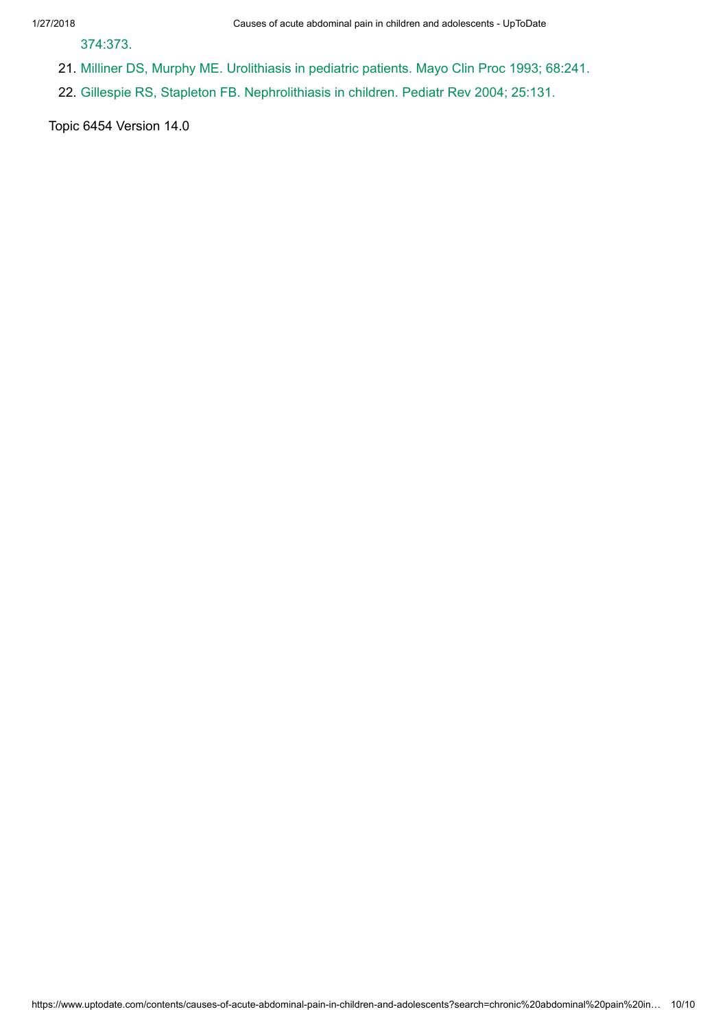374:373.

21. Milliner DS, Murphy ME. Urolithiasis in pediatric patients. Mayo Clin Proc 1993; 68:241.
22. Gillespie RS, Stapleton FB. Nephrolithiasis in children. Pediatr Rev 2004; 25:131.

Topic 6454 Version 14.0